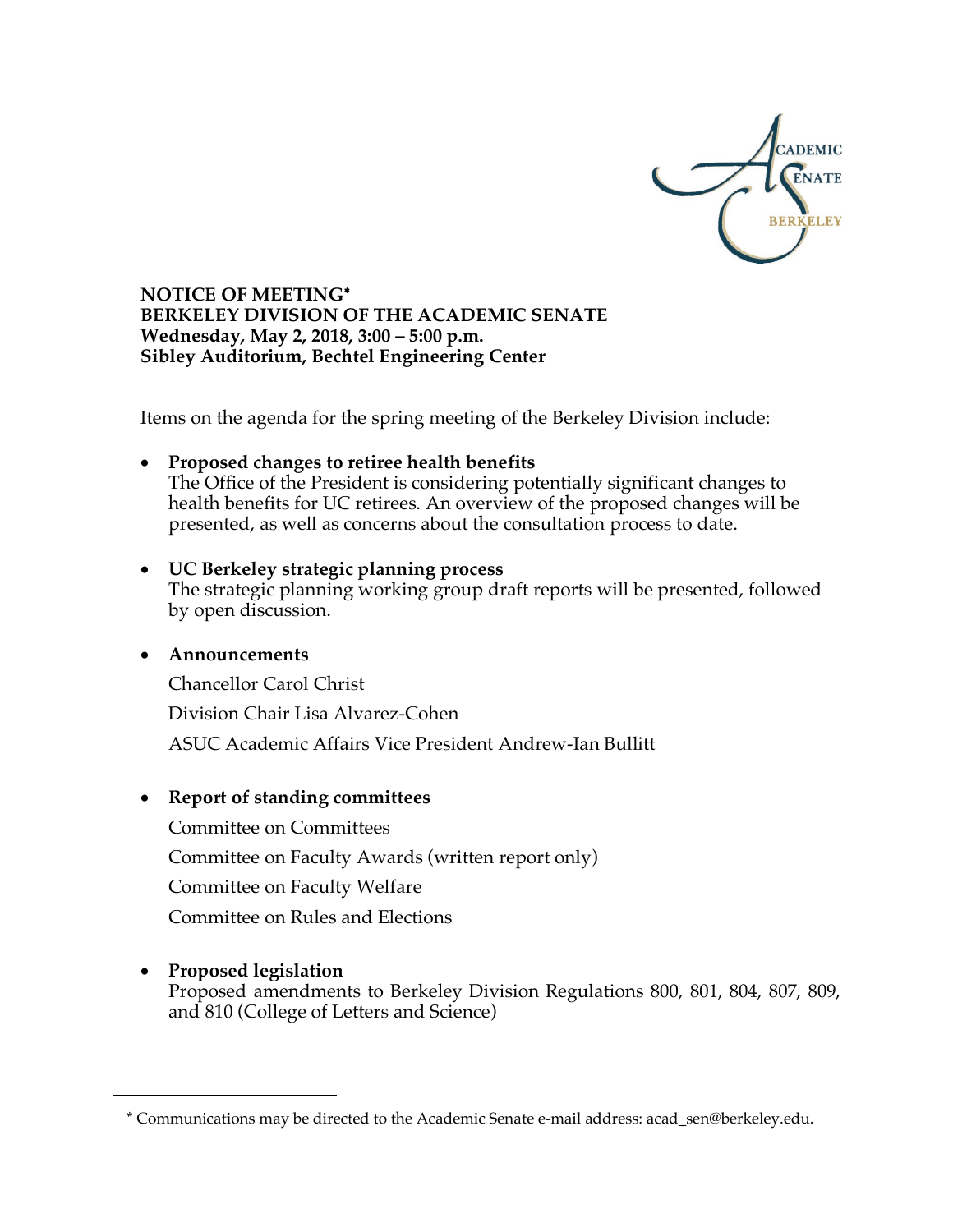**NOTICE OF MEETING*
BERKELEY DIVISION OF THE ACADEMIC SENATE
Wednesday, May 2, 2018, 3:00 – 5:00 p.m.
Sibley Auditorium, Bechtel Engineering Center**

Items on the agenda for the spring meeting of the Berkeley Division include:

- **Proposed changes to retiree health benefits**
  The Office of the President is considering potentially significant changes to health benefits for UC retirees. An overview of the proposed changes will be presented, as well as concerns about the consultation process to date.

- **UC Berkeley strategic planning process**
  The strategic planning working group draft reports will be presented, followed by open discussion.

- **Announcements**

  Chancellor Carol Christ

  Division Chair Lisa Alvarez-Cohen

  ASUC Academic Affairs Vice President Andrew-Ian Bullitt

- **Report of standing committees**

  Committee on Committees

  Committee on Faculty Awards (written report only)

  Committee on Faculty Welfare

  Committee on Rules and Elections

- **Proposed legislation**
  Proposed amendments to Berkeley Division Regulations 800, 801, 804, 807, 809, and 810 (College of Letters and Science)

---

* Communications may be directed to the Academic Senate e-mail address: acad_sen@berkeley.edu.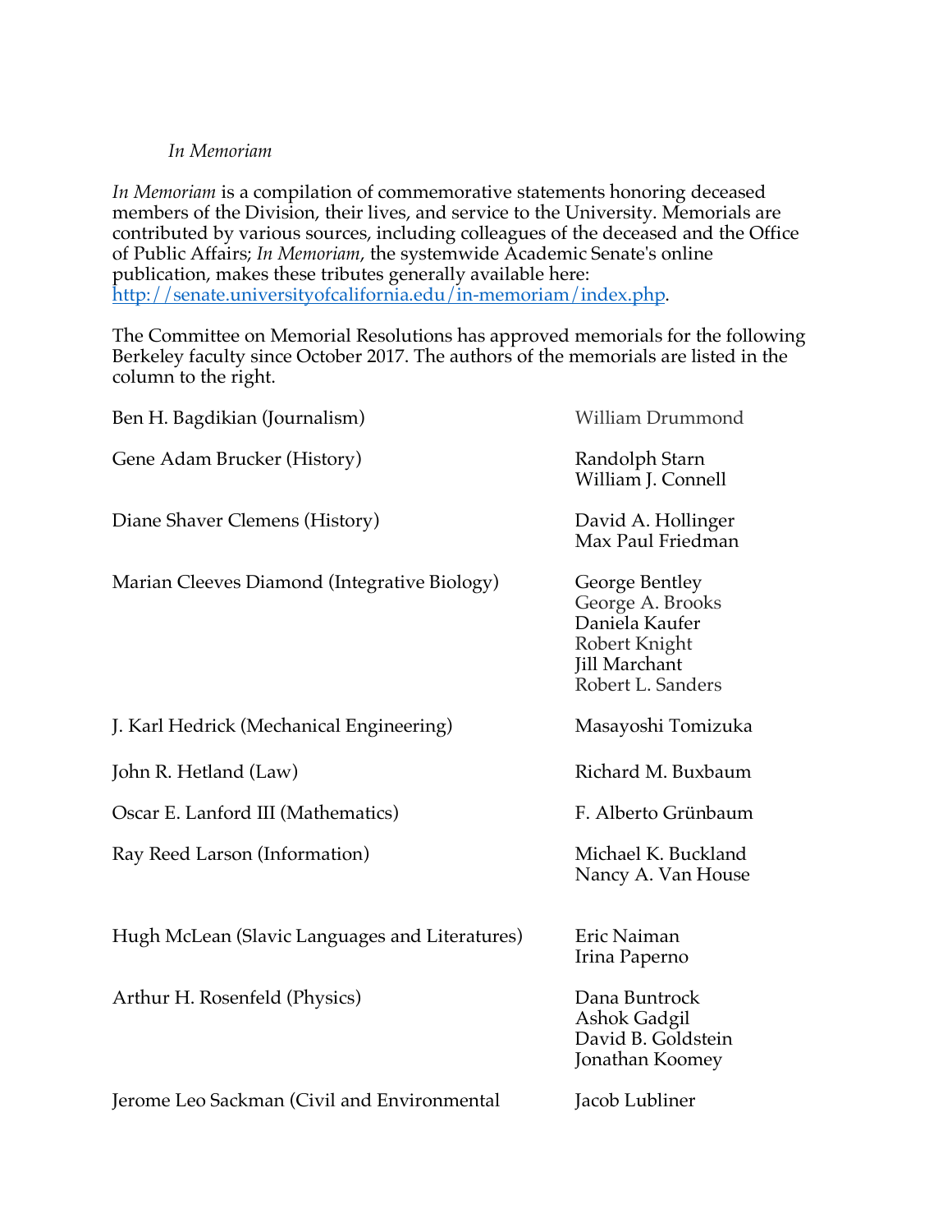*In Memoriam*

*In Memoriam* is a compilation of commemorative statements honoring deceased members of the Division, their lives, and service to the University. Memorials are contributed by various sources, including colleagues of the deceased and the Office of Public Affairs; *In Memoriam*, the systemwide Academic Senate's online publication, makes these tributes generally available here: http://senate.universityofcalifornia.edu/in-memoriam/index.php.

The Committee on Memorial Resolutions has approved memorials for the following Berkeley faculty since October 2017. The authors of the memorials are listed in the column to the right.

| | |
|---|---|
| Ben H. Bagdikian (Journalism) | William Drummond |
| Gene Adam Brucker (History) | Randolph Starn<br>William J. Connell |
| Diane Shaver Clemens (History) | David A. Hollinger<br>Max Paul Friedman |
| Marian Cleeves Diamond (Integrative Biology) | George Bentley<br>George A. Brooks<br>Daniela Kaufer<br>Robert Knight<br>Jill Marchant<br>Robert L. Sanders |
| J. Karl Hedrick (Mechanical Engineering) | Masayoshi Tomizuka |
| John R. Hetland (Law) | Richard M. Buxbaum |
| Oscar E. Lanford III (Mathematics) | F. Alberto Grünbaum |
| Ray Reed Larson (Information) | Michael K. Buckland<br>Nancy A. Van House |
| Hugh McLean (Slavic Languages and Literatures) | Eric Naiman<br>Irina Paperno |
| Arthur H. Rosenfeld (Physics) | Dana Buntrock<br>Ashok Gadgil<br>David B. Goldstein<br>Jonathan Koomey |
| Jerome Leo Sackman (Civil and Environmental | Jacob Lubliner |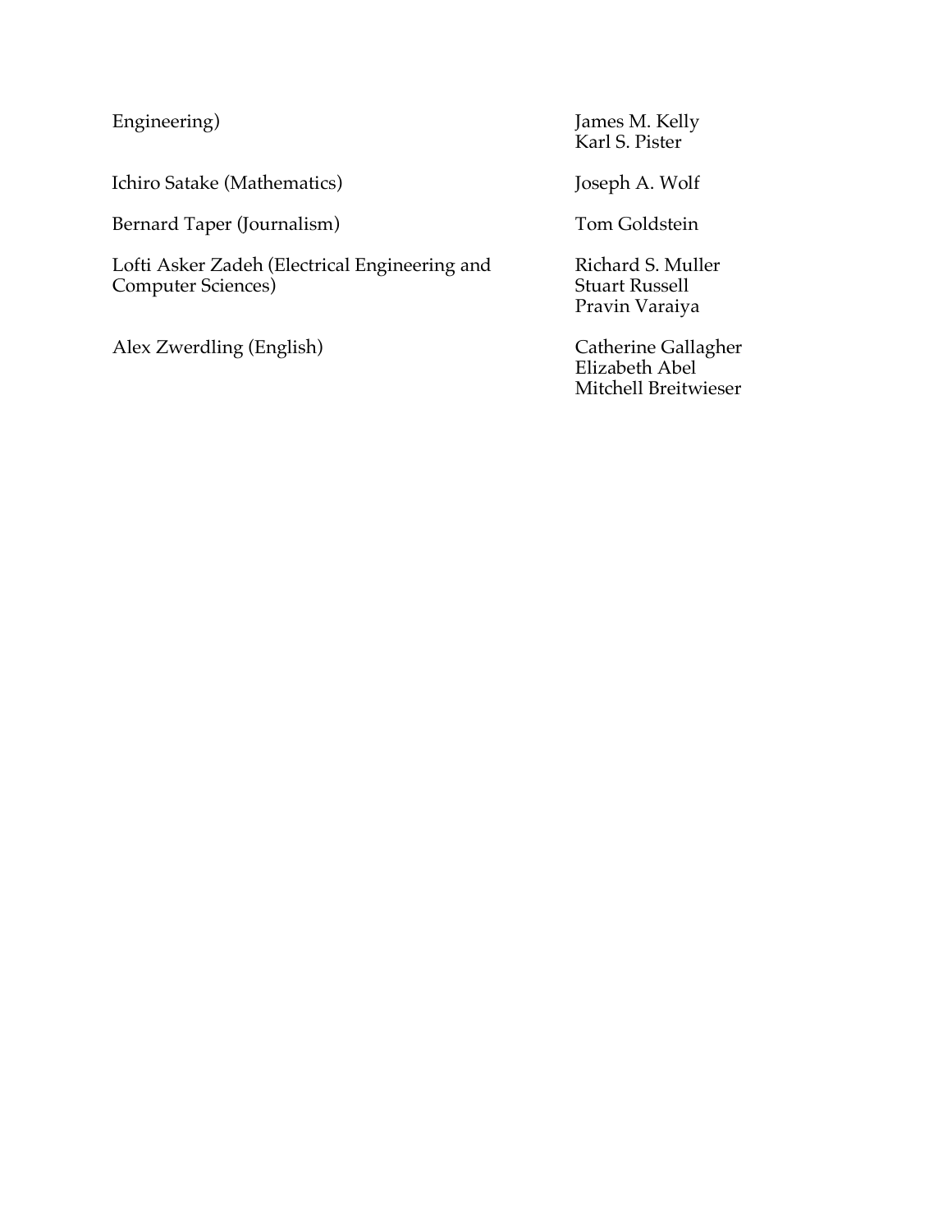| | |
|---|---|
| Engineering) | James M. Kelly<br>Karl S. Pister |
| Ichiro Satake (Mathematics) | Joseph A. Wolf |
| Bernard Taper (Journalism) | Tom Goldstein |
| Lofti Asker Zadeh (Electrical Engineering and Computer Sciences) | Richard S. Muller<br>Stuart Russell<br>Pravin Varaiya |
| Alex Zwerdling (English) | Catherine Gallagher<br>Elizabeth Abel<br>Mitchell Breitwieser |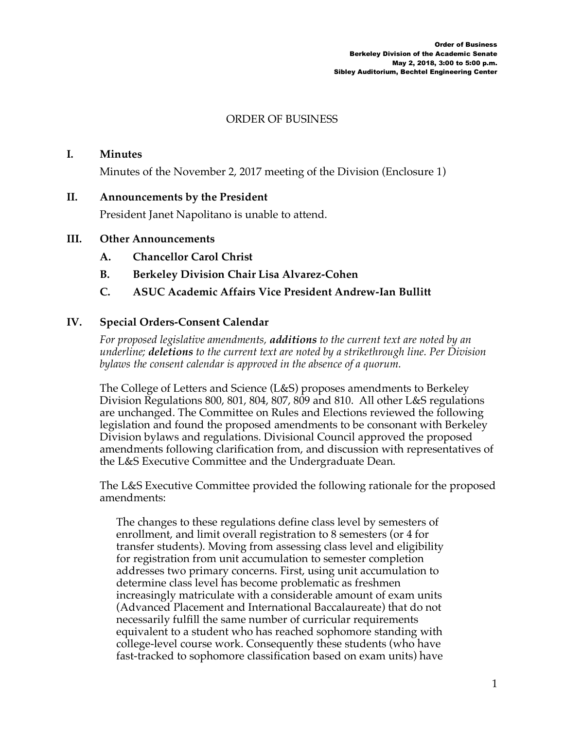# ORDER OF BUSINESS

## I. Minutes

Minutes of the November 2, 2017 meeting of the Division (Enclosure 1)

## II. Announcements by the President

President Janet Napolitano is unable to attend.

## III. Other Announcements

### A. Chancellor Carol Christ

### B. Berkeley Division Chair Lisa Alvarez-Cohen

### C. ASUC Academic Affairs Vice President Andrew-Ian Bullitt

## IV. Special Orders-Consent Calendar

*For proposed legislative amendments,* ***additions*** *to the current text are noted by an underline;* ***deletions*** *to the current text are noted by a strikethrough line. Per Division bylaws the consent calendar is approved in the absence of a quorum.*

The College of Letters and Science (L&S) proposes amendments to Berkeley Division Regulations 800, 801, 804, 807, 809 and 810. All other L&S regulations are unchanged. The Committee on Rules and Elections reviewed the following legislation and found the proposed amendments to be consonant with Berkeley Division bylaws and regulations. Divisional Council approved the proposed amendments following clarification from, and discussion with representatives of the L&S Executive Committee and the Undergraduate Dean.

The L&S Executive Committee provided the following rationale for the proposed amendments:

> The changes to these regulations define class level by semesters of enrollment, and limit overall registration to 8 semesters (or 4 for transfer students). Moving from assessing class level and eligibility for registration from unit accumulation to semester completion addresses two primary concerns. First, using unit accumulation to determine class level has become problematic as freshmen increasingly matriculate with a considerable amount of exam units (Advanced Placement and International Baccalaureate) that do not necessarily fulfill the same number of curricular requirements equivalent to a student who has reached sophomore standing with college-level course work. Consequently these students (who have fast-tracked to sophomore classification based on exam units) have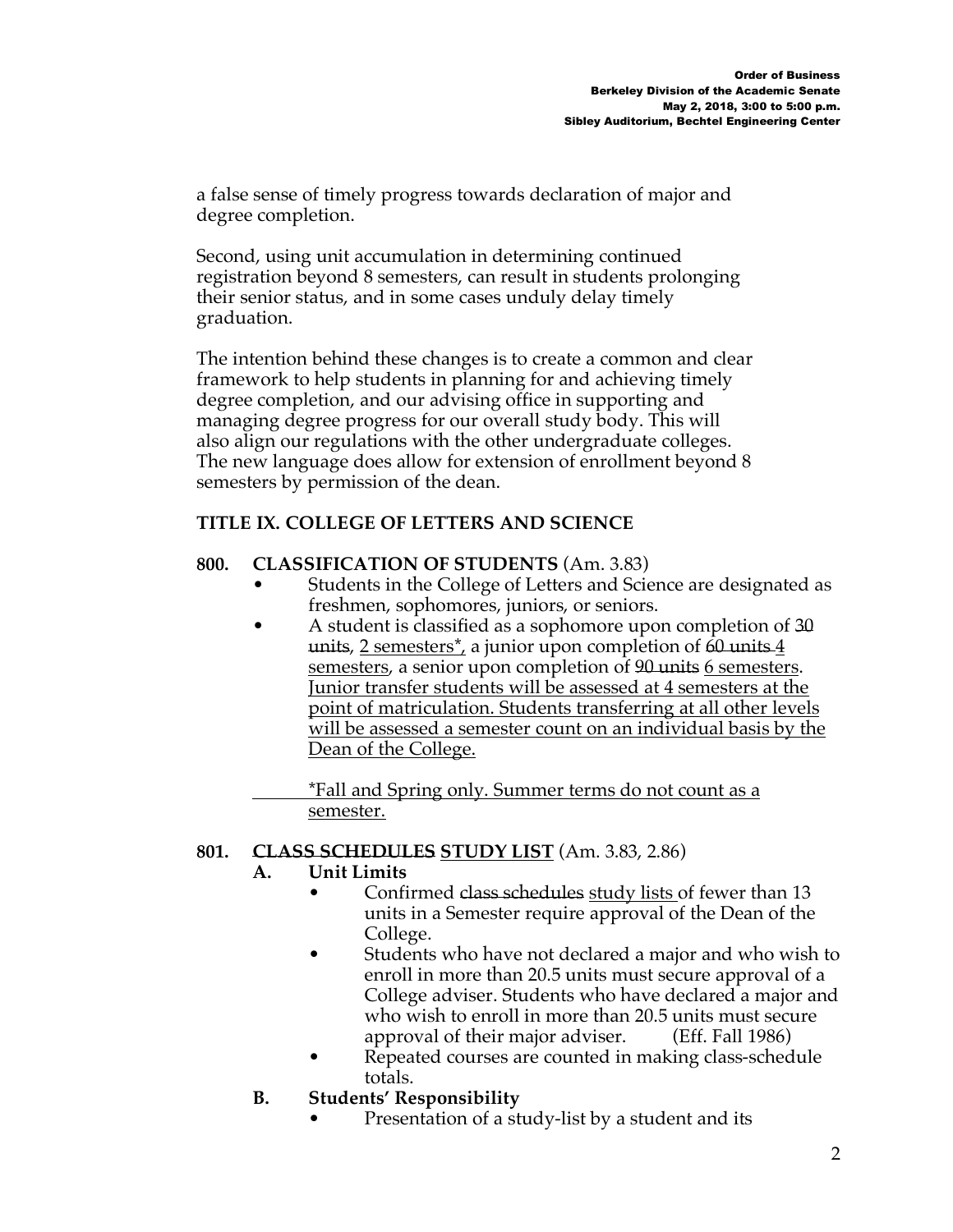a false sense of timely progress towards declaration of major and degree completion.

Second, using unit accumulation in determining continued registration beyond 8 semesters, can result in students prolonging their senior status, and in some cases unduly delay timely graduation.

The intention behind these changes is to create a common and clear framework to help students in planning for and achieving timely degree completion, and our advising office in supporting and managing degree progress for our overall study body. This will also align our regulations with the other undergraduate colleges. The new language does allow for extension of enrollment beyond 8 semesters by permission of the dean.

## TITLE IX. COLLEGE OF LETTERS AND SCIENCE

### 800. CLASSIFICATION OF STUDENTS (Am. 3.83)

- Students in the College of Letters and Science are designated as freshmen, sophomores, juniors, or seniors.
- A student is classified as a sophomore upon completion of ~~30 units~~, <u>2 semesters*</u>, a junior upon completion of ~~60 units~~ <u>4 semesters</u>, a senior upon completion of ~~90 units~~ <u>6 semesters</u>. <u>Junior transfer students will be assessed at 4 semesters at the point of matriculation. Students transferring at all other levels will be assessed a semester count on an individual basis by the Dean of the College.</u>

<u>*Fall and Spring only. Summer terms do not count as a semester.</u>

### 801. ~~CLASS SCHEDULES~~ <u>STUDY LIST</u> (Am. 3.83, 2.86)

**A. Unit Limits**

- Confirmed ~~class schedules~~ <u>study lists</u> of fewer than 13 units in a Semester require approval of the Dean of the College.
- Students who have not declared a major and who wish to enroll in more than 20.5 units must secure approval of a College adviser. Students who have declared a major and who wish to enroll in more than 20.5 units must secure approval of their major adviser. (Eff. Fall 1986)
- Repeated courses are counted in making class-schedule totals.

**B. Students' Responsibility**

- Presentation of a study-list by a student and its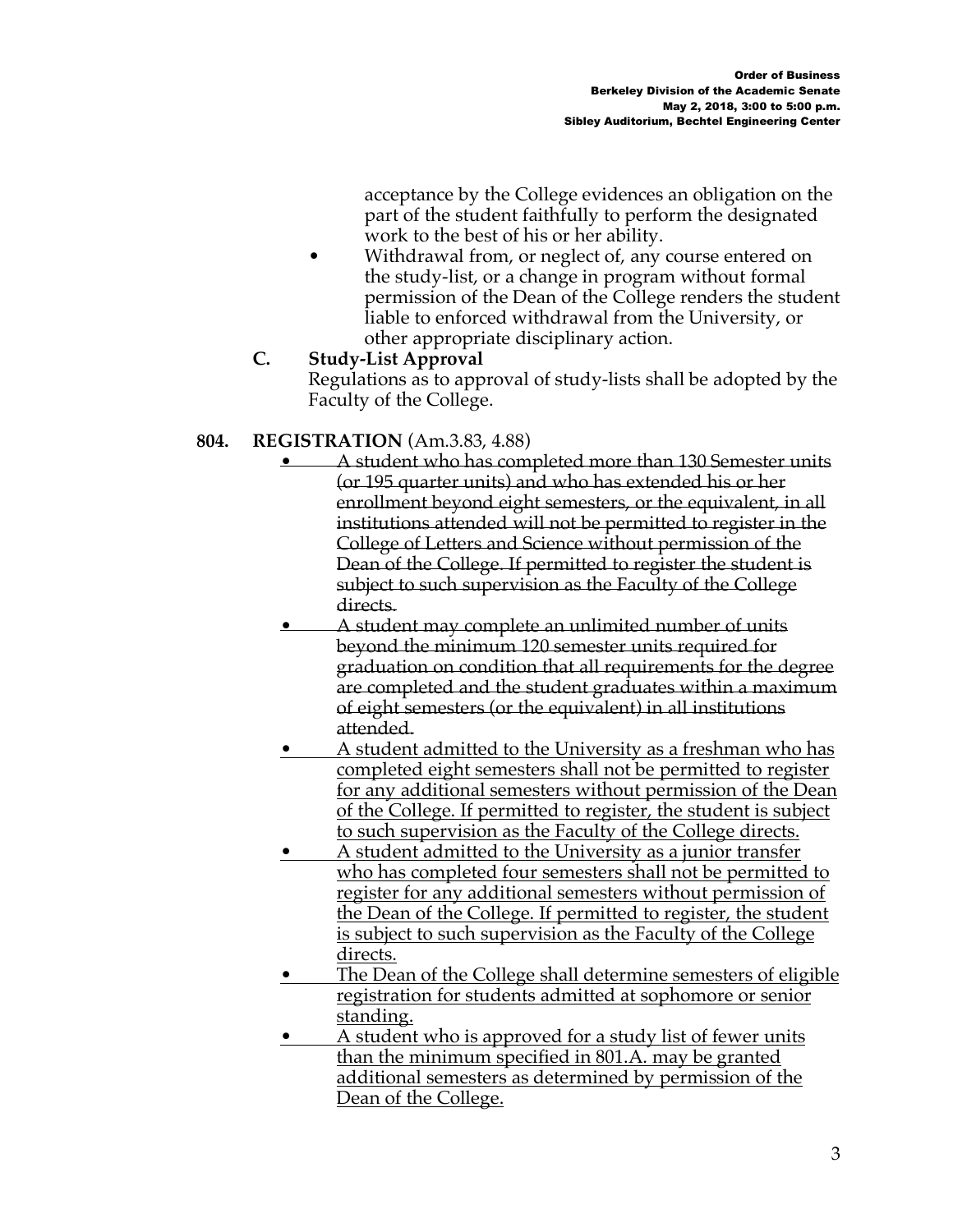acceptance by the College evidences an obligation on the part of the student faithfully to perform the designated work to the best of his or her ability.

- Withdrawal from, or neglect of, any course entered on the study-list, or a change in program without formal permission of the Dean of the College renders the student liable to enforced withdrawal from the University, or other appropriate disciplinary action.

**C. Study-List Approval**

Regulations as to approval of study-lists shall be adopted by the Faculty of the College.

**804. REGISTRATION** (Am.3.83, 4.88)

- ~~A student who has completed more than 130 Semester units (or 195 quarter units) and who has extended his or her enrollment beyond eight semesters, or the equivalent, in all institutions attended will not be permitted to register in the College of Letters and Science without permission of the Dean of the College. If permitted to register the student is subject to such supervision as the Faculty of the College directs.~~
- ~~A student may complete an unlimited number of units beyond the minimum 120 semester units required for graduation on condition that all requirements for the degree are completed and the student graduates within a maximum of eight semesters (or the equivalent) in all institutions attended.~~
- <u>A student admitted to the University as a freshman who has completed eight semesters shall not be permitted to register for any additional semesters without permission of the Dean of the College. If permitted to register, the student is subject to such supervision as the Faculty of the College directs.</u>
- <u>A student admitted to the University as a junior transfer who has completed four semesters shall not be permitted to register for any additional semesters without permission of the Dean of the College. If permitted to register, the student is subject to such supervision as the Faculty of the College directs.</u>
- <u>The Dean of the College shall determine semesters of eligible registration for students admitted at sophomore or senior standing.</u>
- <u>A student who is approved for a study list of fewer units than the minimum specified in 801.A. may be granted additional semesters as determined by permission of the Dean of the College.</u>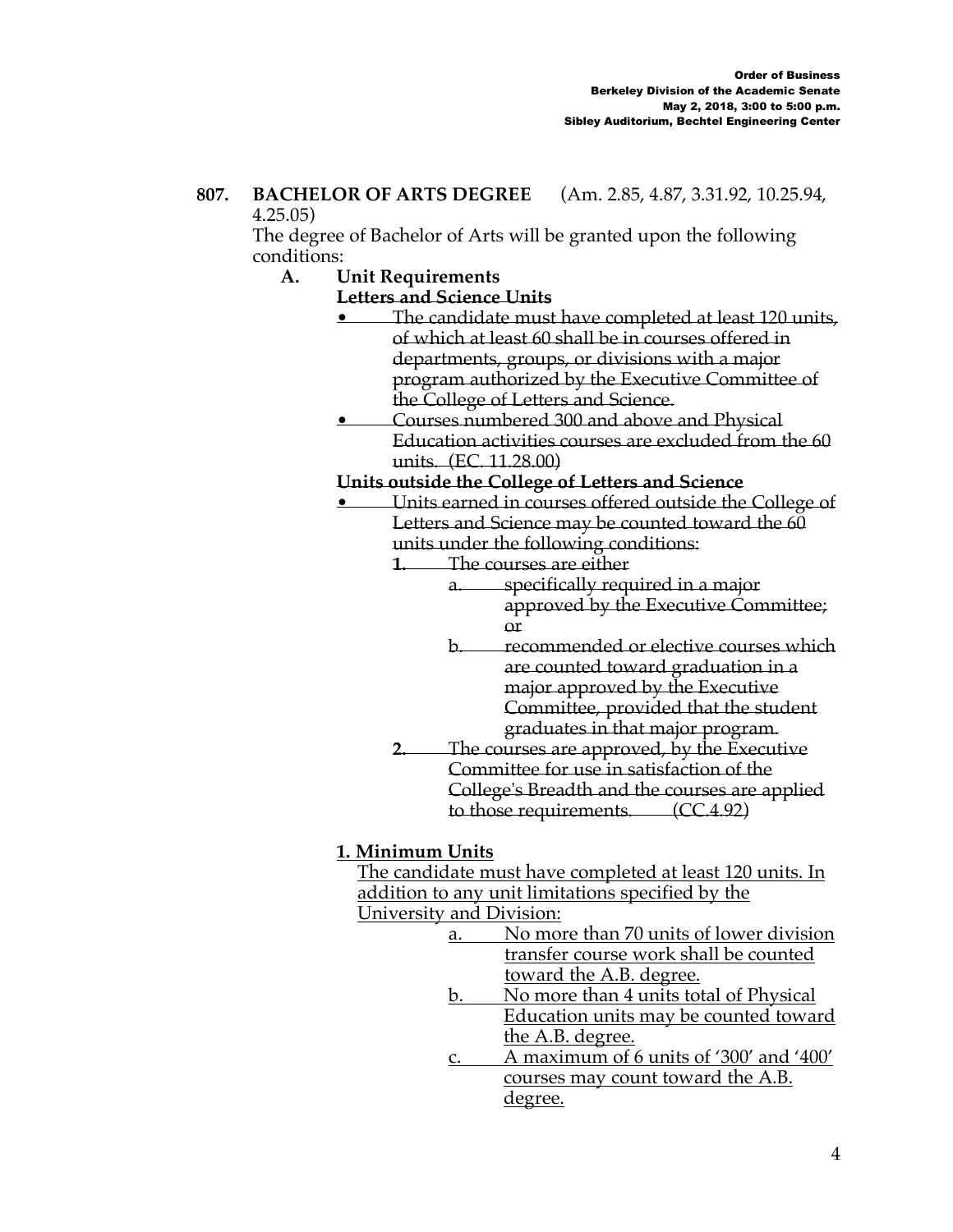**807. BACHELOR OF ARTS DEGREE** (Am. 2.85, 4.87, 3.31.92, 10.25.94, 4.25.05)

The degree of Bachelor of Arts will be granted upon the following conditions:

**A. Unit Requirements**

~~**Letters and Science Units**~~

- ~~The candidate must have completed at least 120 units, of which at least 60 shall be in courses offered in departments, groups, or divisions with a major program authorized by the Executive Committee of the College of Letters and Science.~~
- ~~Courses numbered 300 and above and Physical Education activities courses are excluded from the 60 units. (EC. 11.28.00)~~

~~**Units outside the College of Letters and Science**~~

- ~~Units earned in courses offered outside the College of Letters and Science may be counted toward the 60 units under the following conditions:~~
  - ~~**1.** The courses are either~~
    - ~~a. specifically required in a major approved by the Executive Committee; or~~
    - ~~b. recommended or elective courses which are counted toward graduation in a major approved by the Executive Committee, provided that the student graduates in that major program.~~
  - ~~**2.** The courses are approved, by the Executive Committee for use in satisfaction of the College's Breadth and the courses are applied to those requirements. (CC.4.92)~~

<u>**1. Minimum Units**</u>

<u>The candidate must have completed at least 120 units. In addition to any unit limitations specified by the University and Division:</u>

- <u>a. No more than 70 units of lower division transfer course work shall be counted toward the A.B. degree.</u>
- <u>b. No more than 4 units total of Physical Education units may be counted toward the A.B. degree.</u>
- <u>c. A maximum of 6 units of '300' and '400' courses may count toward the A.B. degree.</u>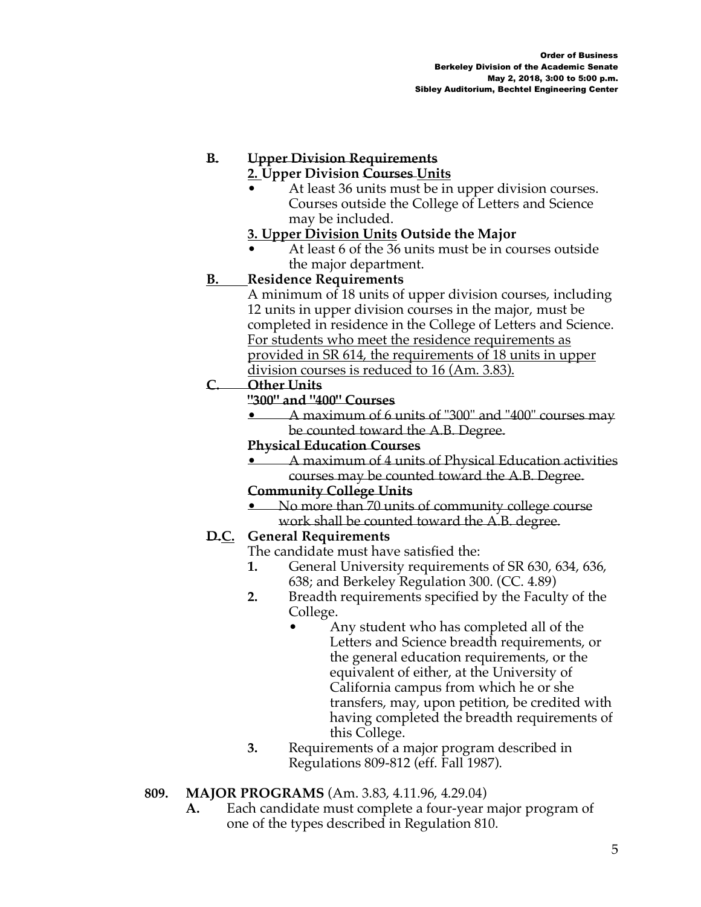**~~B.~~ ~~Upper Division Requirements~~**

**<u>2.</u> Upper Division ~~Courses~~ <u>Units</u>**

- At least 36 units must be in upper division courses. Courses outside the College of Letters and Science may be included.

**<u>3. Upper Division Units</u> Outside the Major**

- At least 6 of the 36 units must be in courses outside the major department.

**<u>B.</u> Residence Requirements**

A minimum of 18 units of upper division courses, including 12 units in upper division courses in the major, must be completed in residence in the College of Letters and Science. <u>For students who meet the residence requirements as provided in SR 614, the requirements of 18 units in upper division courses is reduced to 16 (Am. 3.83).</u>

**~~C. Other Units~~**

**~~"300" and "400" Courses~~**

- ~~A maximum of 6 units of "300" and "400" courses may be counted toward the A.B. Degree.~~

**~~Physical Education Courses~~**

- ~~A maximum of 4 units of Physical Education activities courses may be counted toward the A.B. Degree.~~

**~~Community College Units~~**

- ~~No more than 70 units of community college course work shall be counted toward the A.B. degree.~~

**~~D.~~<u>C.</u> General Requirements**

The candidate must have satisfied the:

1. General University requirements of SR 630, 634, 636, 638; and Berkeley Regulation 300. (CC. 4.89)
2. Breadth requirements specified by the Faculty of the College.
   - Any student who has completed all of the Letters and Science breadth requirements, or the general education requirements, or the equivalent of either, at the University of California campus from which he or she transfers, may, upon petition, be credited with having completed the breadth requirements of this College.
3. Requirements of a major program described in Regulations 809-812 (eff. Fall 1987).

**809. MAJOR PROGRAMS** (Am. 3.83, 4.11.96, 4.29.04)

**A.** Each candidate must complete a four-year major program of one of the types described in Regulation 810.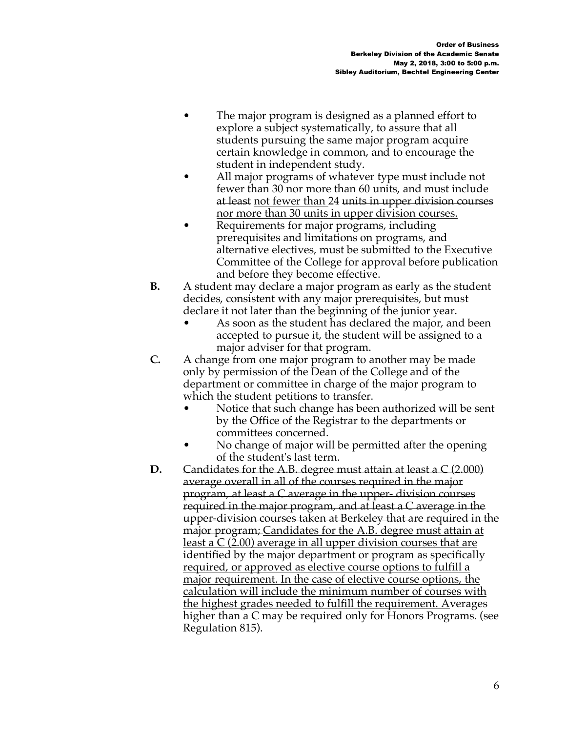- The major program is designed as a planned effort to explore a subject systematically, to assure that all students pursuing the same major program acquire certain knowledge in common, and to encourage the student in independent study.
- All major programs of whatever type must include not fewer than 30 nor more than 60 units, and must include ~~at least~~ <u>not fewer than</u> 24 ~~units in upper division courses~~ <u>nor more than 30 units in upper division courses.</u>
- Requirements for major programs, including prerequisites and limitations on programs, and alternative electives, must be submitted to the Executive Committee of the College for approval before publication and before they become effective.

**B.** A student may declare a major program as early as the student decides, consistent with any major prerequisites, but must declare it not later than the beginning of the junior year.

- As soon as the student has declared the major, and been accepted to pursue it, the student will be assigned to a major adviser for that program.

**C.** A change from one major program to another may be made only by permission of the Dean of the College and of the department or committee in charge of the major program to which the student petitions to transfer.

- Notice that such change has been authorized will be sent by the Office of the Registrar to the departments or committees concerned.
- No change of major will be permitted after the opening of the student's last term.

**D.** ~~Candidates for the A.B. degree must attain at least a C (2.000) average overall in all of the courses required in the major program, at least a C average in the upper- division courses required in the major program, and at least a C average in the upper-division courses taken at Berkeley that are required in the major program;~~ <u>Candidates for the A.B. degree must attain at least a C (2.00) average in all upper division courses that are identified by the major department or program as specifically required, or approved as elective course options to fulfill a major requirement. In the case of elective course options, the calculation will include the minimum number of courses with the highest grades needed to fulfill the requirement.</u> Averages higher than a C may be required only for Honors Programs. (see Regulation 815).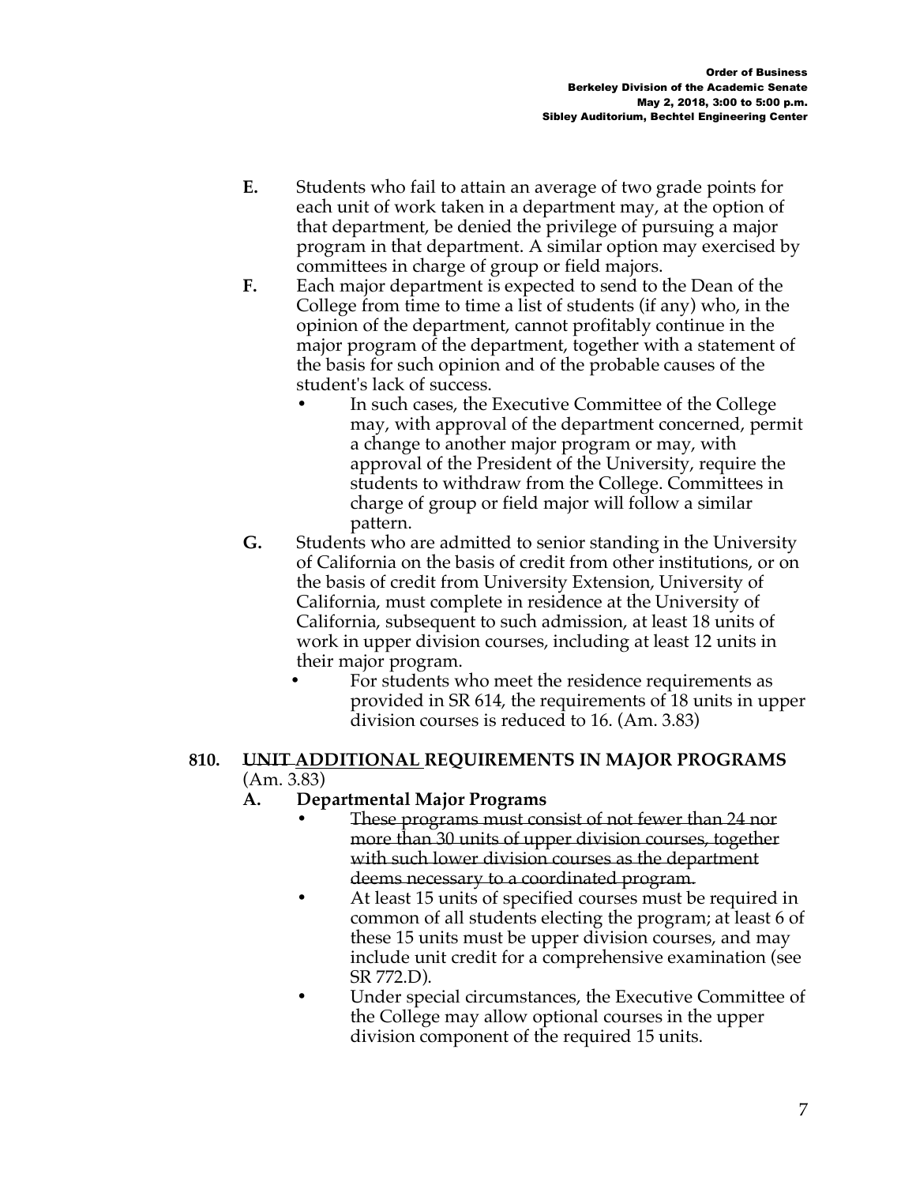**E.** Students who fail to attain an average of two grade points for each unit of work taken in a department may, at the option of that department, be denied the privilege of pursuing a major program in that department. A similar option may exercised by committees in charge of group or field majors.

**F.** Each major department is expected to send to the Dean of the College from time to time a list of students (if any) who, in the opinion of the department, cannot profitably continue in the major program of the department, together with a statement of the basis for such opinion and of the probable causes of the student's lack of success.

- In such cases, the Executive Committee of the College may, with approval of the department concerned, permit a change to another major program or may, with approval of the President of the University, require the students to withdraw from the College. Committees in charge of group or field major will follow a similar pattern.

**G.** Students who are admitted to senior standing in the University of California on the basis of credit from other institutions, or on the basis of credit from University Extension, University of California, must complete in residence at the University of California, subsequent to such admission, at least 18 units of work in upper division courses, including at least 12 units in their major program.

- For students who meet the residence requirements as provided in SR 614, the requirements of 18 units in upper division courses is reduced to 16. (Am. 3.83)

**810. ~~UNIT~~ <u>ADDITIONAL</u> REQUIREMENTS IN MAJOR PROGRAMS** (Am. 3.83)

**A. Departmental Major Programs**

- ~~These programs must consist of not fewer than 24 nor more than 30 units of upper division courses, together with such lower division courses as the department deems necessary to a coordinated program.~~
- At least 15 units of specified courses must be required in common of all students electing the program; at least 6 of these 15 units must be upper division courses, and may include unit credit for a comprehensive examination (see SR 772.D).
- Under special circumstances, the Executive Committee of the College may allow optional courses in the upper division component of the required 15 units.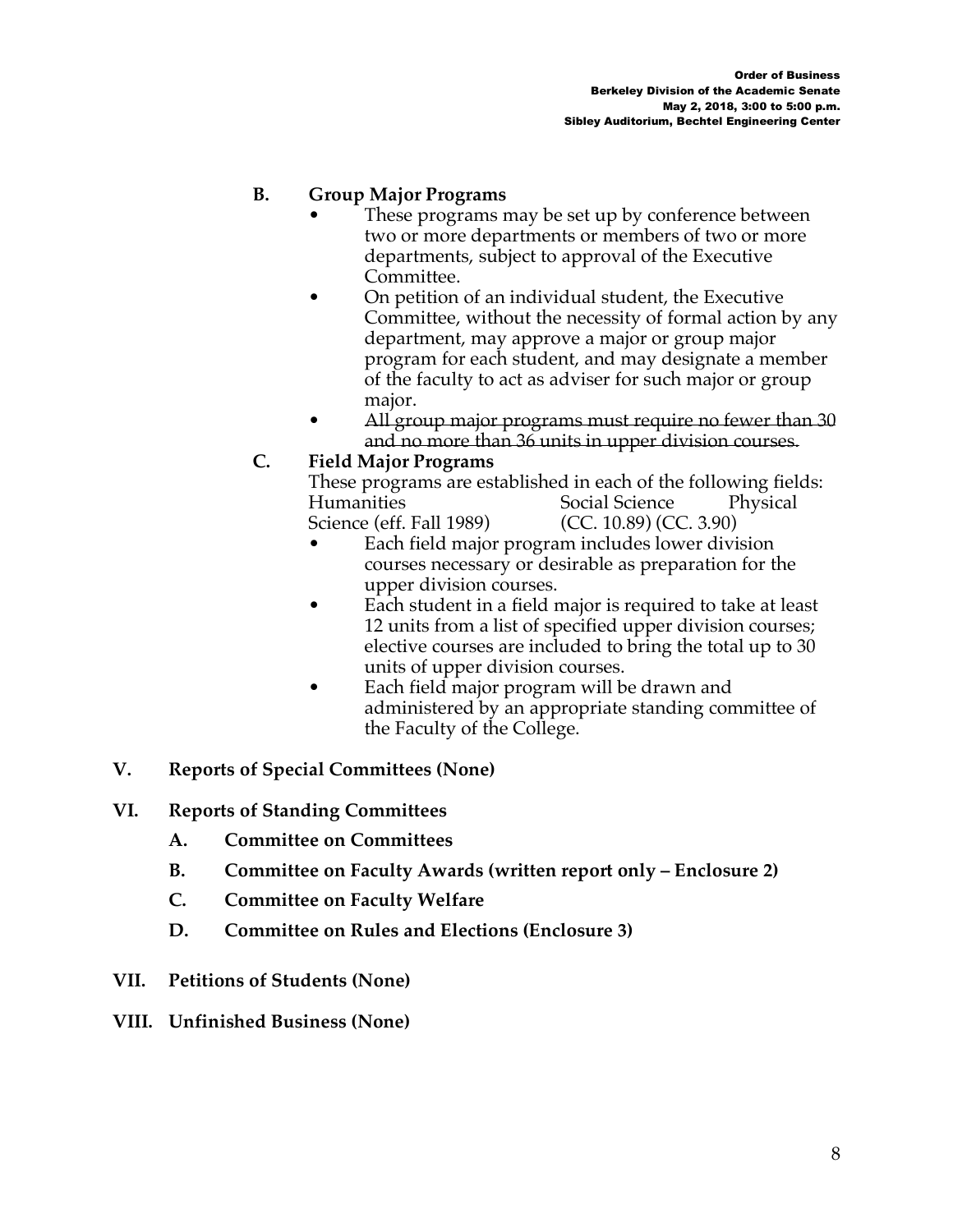**B. Group Major Programs**

- These programs may be set up by conference between two or more departments or members of two or more departments, subject to approval of the Executive Committee.
- On petition of an individual student, the Executive Committee, without the necessity of formal action by any department, may approve a major or group major program for each student, and may designate a member of the faculty to act as adviser for such major or group major.
- ~~All group major programs must require no fewer than 30 and no more than 36 units in upper division courses.~~

**C. Field Major Programs**

These programs are established in each of the following fields: Humanities Social Science Physical Science (eff. Fall 1989) (CC. 10.89) (CC. 3.90)

- Each field major program includes lower division courses necessary or desirable as preparation for the upper division courses.
- Each student in a field major is required to take at least 12 units from a list of specified upper division courses; elective courses are included to bring the total up to 30 units of upper division courses.
- Each field major program will be drawn and administered by an appropriate standing committee of the Faculty of the College.

## V. Reports of Special Committees (None)

## VI. Reports of Standing Committees

**A. Committee on Committees**

**B. Committee on Faculty Awards (written report only – Enclosure 2)**

**C. Committee on Faculty Welfare**

**D. Committee on Rules and Elections (Enclosure 3)**

## VII. Petitions of Students (None)

## VIII. Unfinished Business (None)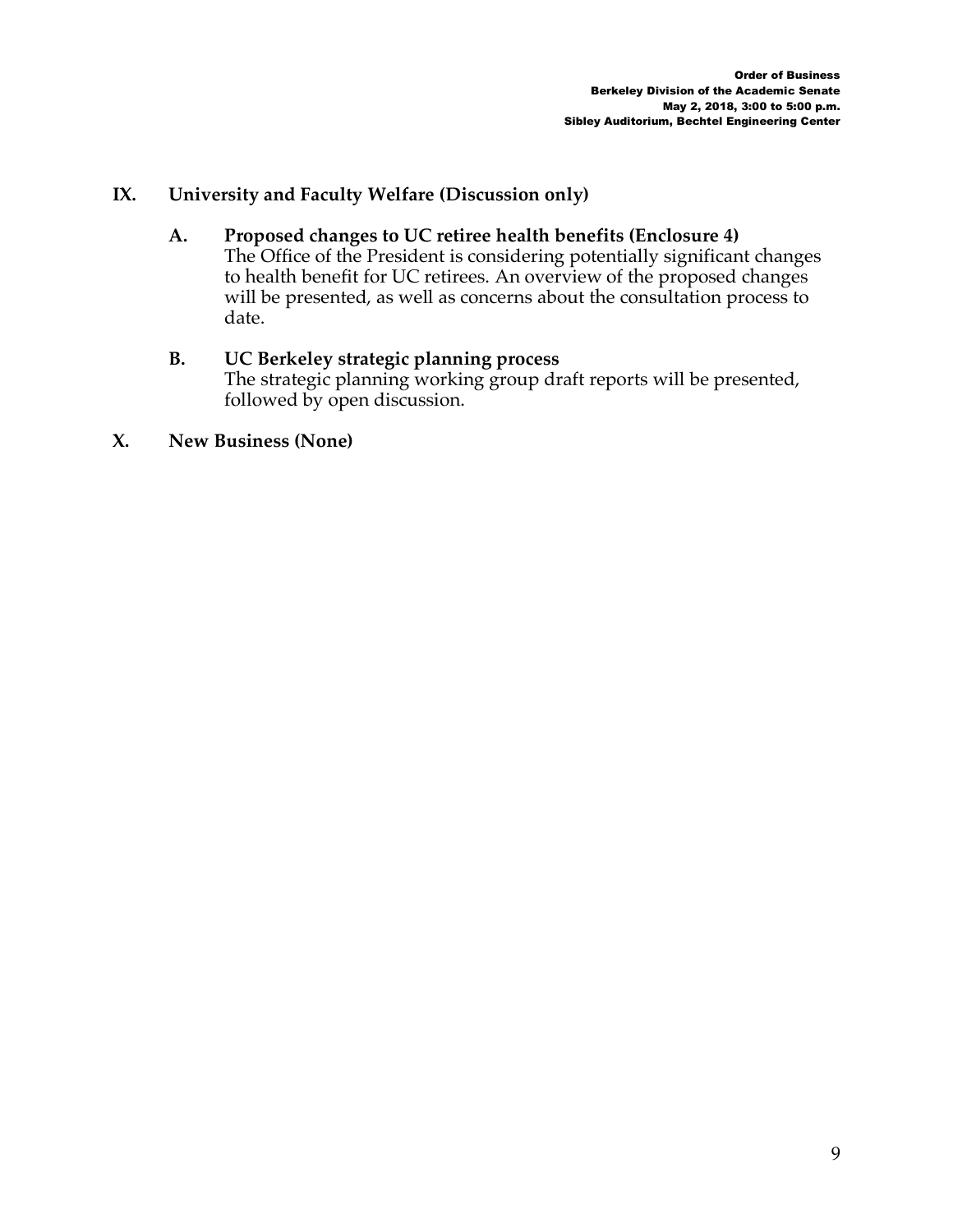## IX. University and Faculty Welfare (Discussion only)

### A. Proposed changes to UC retiree health benefits (Enclosure 4)

The Office of the President is considering potentially significant changes to health benefit for UC retirees. An overview of the proposed changes will be presented, as well as concerns about the consultation process to date.

### B. UC Berkeley strategic planning process

The strategic planning working group draft reports will be presented, followed by open discussion.

## X. New Business (None)